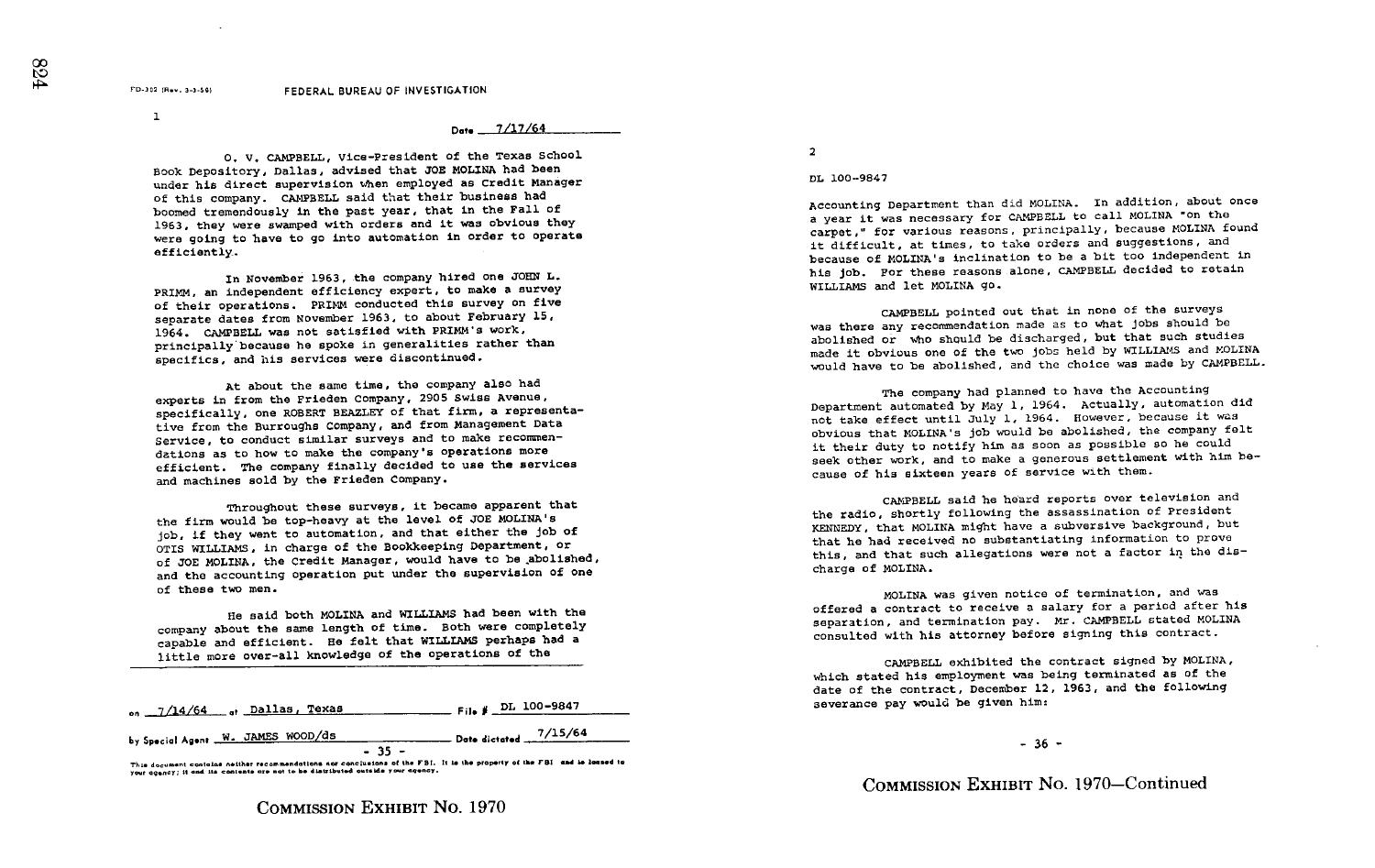FD-302 (Rev. 3-3-59)

FEDERAL BUREAU OF INVESTIGATION

1

Date 7/17/64

O. V. CAMPBELL, Vice-President of the Texas School Book Depository, Dallas, advised that JOE MOLINA had been under his direct supervision when employed as Credit Manager of this company. CAMPBELL said that their business had boomed tremendously in the past year, that in the Fall of 1963, they were swamped with orders and it was obvious they were going to have to go into automation in order to operate efficiently.

In November 1963, the company hired one JOHN L. PRIMM, an independent efficiency expert, to make a survey of their operations. PRIMM conducted this survey on five separate dates from November 1963, to about February 15, 1964. CAMPBELL was not satisfied with PRIMM's work, principally because he spoke in generalities rather than specifics, and his services were discontinued.

At about the same time, the company also had experts in from the Frieden Company, 2905 Swiss Avenue, specifically, one ROBERT BEAZLEY of that firm, a representative from the Burroughs Company, and from Management Data Service, to conduct similar surveys and to make recommendations as to how to make the company's operations more efficient. The company finally decided to use the services and machines sold by the Frieden Company.

Throughout these surveys, it became apparent that the firm would be top-heavy at the level of JOE MOLINA's job, if they went to automation, and that either the job of OTIS WILLIAMS, in charge of the Bookkeeping Department, or of JOE MOLINA, the Credit Manager, would have to be abolished, and the accounting operation put under the supervision of one of these two men.

He said both MOLINA and WILLIAMS had been with the company about the same length of time. Both were completely capable and efficient. He felt that WILLIAMS perhaps had a little more over-all knowledge of the operations of the

on 7/14/64 at Dallas, Texas File # DL 100-9847

by Special Agent W. JAMES WOOD/ds Date dictated 7/15/64

This document contains neither recommendations nor conclusions of the FBI. It is the property of the FBI and is loaned to your agency; it and its contents are not to be distributed outside your agency.

COMMISSION EXHIBIT No. 1970

2

DL 100-9847

Accounting Department than did MOLINA. In addition, about once a year it was necessary for CAMPBELL to call MOLINA "on the carpet," for various reasons, principally, because MOLINA found it difficult, at times, to take orders and suggestions, and because of MOLINA's inclination to be a bit too independent in his job. For these reasons alone, CAMPBELL decided to retain WILLIAMS and let MOLINA go.

CAMPBELL pointed out that in none of the surveys was there any recommendation made as to what jobs should be abolished or who should be discharged, but that such studies made it obvious one of the two jobs held by WILLIAMS and MOLINA would have to be abolished, and the choice was made by CAMPBELL.

The company had planned to have the Accounting Department automated by May 1, 1964. Actually, automation did not take effect until July 1, 1964. However, because it was obvious that MOLINA's job would be abolished, the company felt it their duty to notify him as soon as possible so he could seek other work, and to make a generous settlement with him because of his sixteen years of service with them.

CAMPBELL said he heard reports over television and the radio, shortly following the assassination of President KENNEDY, that MOLINA might have a subversive background, but that he had received no substantiating information to prove this, and that such allegations were not a factor in the discharge of MOLINA.

MOLINA was given notice of termination, and was offered a contract to receive a salary for a period after his separation, and termination pay. Mr. CAMPBELL stated MOLINA consulted with his attorney before signing this contract.

CAMPBELL exhibited the contract signed by MOLINA, which stated his employment was being terminated as of the date of the contract, December 12, 1963, and the following severance pay would be given him:

COMMISSION EXHIBIT No. 1970—Continued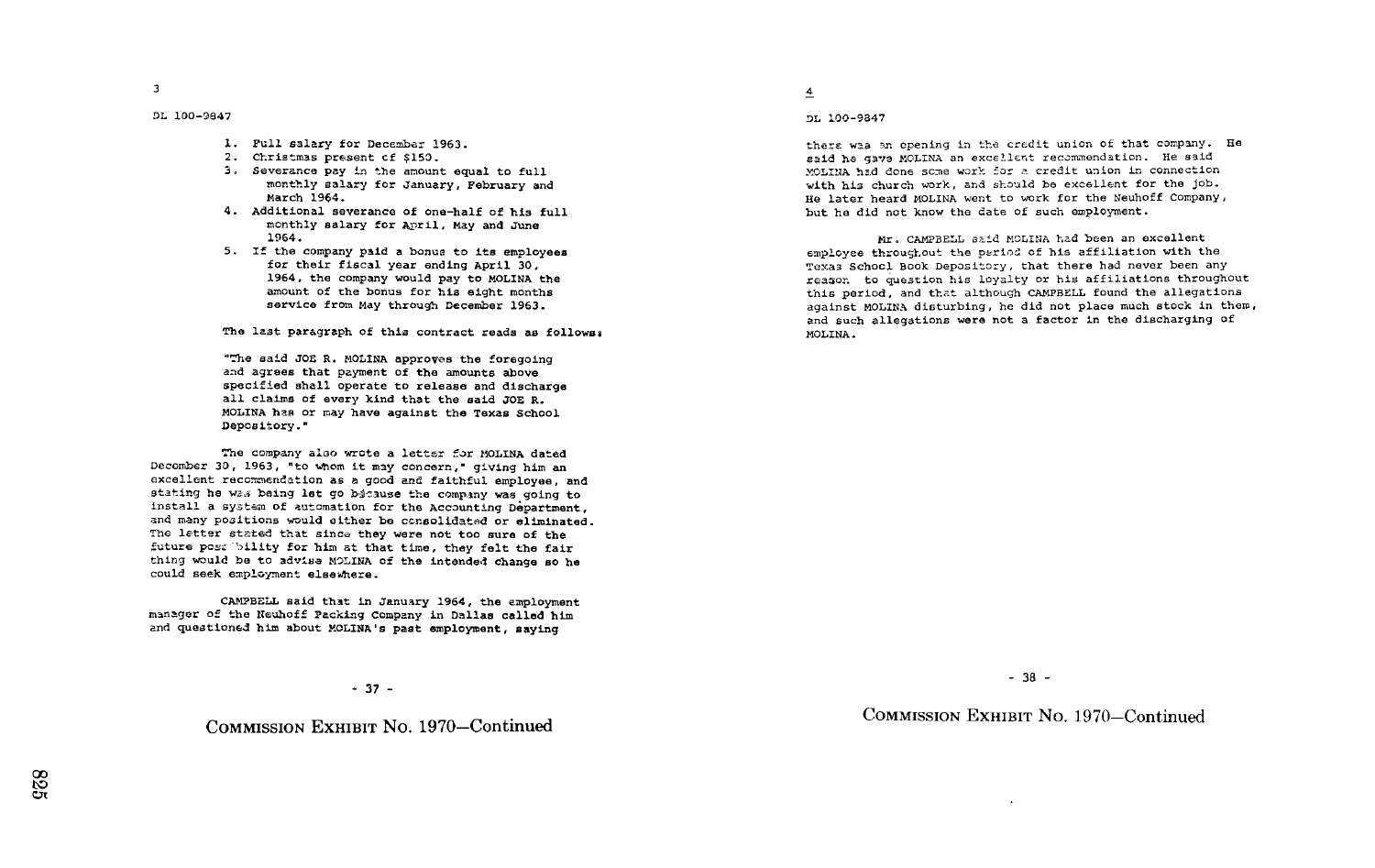1. Full salary for December 1963.
2. Christmas present of $150.
3. Severance pay in the amount equal to full monthly salary for January, February and March 1964.
4. Additional severance of one-half of his full monthly salary for April, May and June 1964.
5. If the company paid a bonus to its employees for their fiscal year ending April 30, 1964, the company would pay to MOLINA the amount of the bonus for his eight months service from May through December 1963.

The last paragraph of this contract reads as follows:

"The said JOE R. MOLINA approves the foregoing and agrees that payment of the amounts above specified shall operate to release and discharge all claims of every kind that the said JOE R. MOLINA has or may have against the Texas School Depository."

The company also wrote a letter for MOLINA dated December 30, 1963, "to whom it may concern," giving him an excellent recommendation as a good and faithful employee, and stating he was being let go because the company was going to install a system of automation for the Accounting Department, and many positions would either be consolidated or eliminated. The letter stated that since they were not too sure of the future possibility for him at that time, they felt the fair thing would be to advise MOLINA of the intended change so he could seek employment elsewhere.

CAMPBELL said that in January 1964, the employment manager of the Neuhoff Packing Company in Dallas called him and questioned him about MOLINA's past employment, saying there was an opening in the credit union of that company. He said he gave MOLINA an excellent recommendation. He said MOLINA had done some work for a credit union in connection with his church work, and should be excellent for the job. He later heard MOLINA went to work for the Neuhoff Company, but he did not know the date of such employment.

Mr. CAMPBELL said MOLINA had been an excellent employee throughout the period of his affiliation with the Texas School Book Depository, that there had never been any reason to question his loyalty or his affiliations throughout this period, and that although CAMPBELL found the allegations against MOLINA disturbing, he did not place much stock in them, and such allegations were not a factor in the discharging of MOLINA.

COMMISSION EXHIBIT No. 1970—Continued

COMMISSION EXHIBIT No. 1970—Continued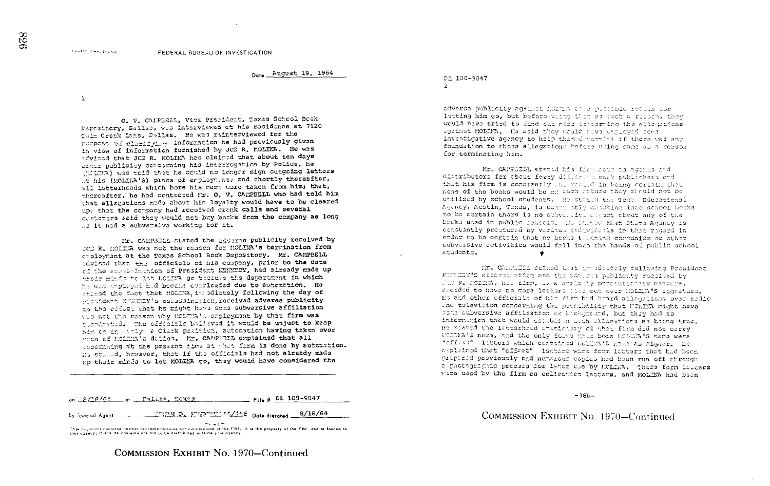FEDERAL BUREAU OF INVESTIGATION

Date August 19, 1964

1

O. V. CAMPBELL, Vice President, Texas School Book Depository, Dallas, was interviewed at his residence at 7120 Twin Creek Lane, Dallas. He was reinterviewed for the purpose of clarifying information he had previously given in view of information furnished by JOE R. MOLINA. He was advised that JOE R. MOLINA has claimed that about ten days after publicity concerning his interrogation by Police, he (MOLINA) was told that he could no longer sign outgoing letters at his (MOLINA'S) place of employment; and shortly thereafter, all letterheads which bore his name were taken from him; that, thereafter, he had contacted Mr. O. V. CAMPBELL who had told him that allegations made about his loyalty would have to be cleared up; that the company had received crank calls and several customers said they would not buy books from the company as long as it had a subversive working for it.

Mr. CAMPBELL stated the adverse publicity received by JOE R. MOLINA was not the reason for MOLINA's termination from employment at the Texas School Book Depository. Mr. CAMPBELL advised that the officials of his company, prior to the date of the assassination of President KENNEDY, had already made up their minds to let MOLINA go because the department in which he was employed had become overloaded due to automation. He stated the fact that MOLINA, immediately following the day of President KENNEDY's assassination, received adverse publicity to the effect that he might have some subversive affiliation was not the reason why MOLINA's employment by that firm was terminated. The officials believed it would be unjust to keep him on in only a Clerk position, automation having taken over much of MOLINA's duties. Mr. CAMPBELL explained that all accounting at the present time at that firm is done by automation. He stated, however, that if the officials had not already made up their minds to let MOLINA go, they would have considered the

on 8/18/64 at Dallas, Texas File # DL 100-9847

by Special Agent ________ /tbf Date dictated 8/18/64

This document contains neither recommendations nor conclusions of the FBI. It is the property of the FBI and is loaned to your agency; it and its contents are not to be distributed outside your agency.

COMMISSION EXHIBIT No. 1970—Continued

DL 100-9847
2

adverse publicity against MOLINA as a possible reason for letting him go, but before using that as such a reason, they would have tried to find out more concerning the allegations against MOLINA. He said they would have employed some investigative agency to help them determine if there was any foundation to those allegations before using same as a reason for terminating him.

Mr. CAMPBELL stated his firm acts as agents and distributors for about forty different book publishers and that his firm is constantly interested in being certain that none of the books would be of such nature they should not be utilized by school students. He stated the Texas Educational Agency, Austin, Texas, is constantly checking into school books to be certain there is no subversive aspect about any of the books used in public schools. He stated that State Agency is constantly pressured by various individuals in that regard in order to be certain that no books teaching communism or other subversive activities would fall into the hands of public school students.

Mr. CAMPBELL stated that immediately following President KENNEDY'S assassination and the adverse publicity received by JOE R. MOLINA, his firm, as a strictly precautionary measure, decided to have no more letters go out over MOLINA'S signature. He and other officials of his firm had heard allegations over radio and television concerning the possibility that MOLINA might have some subversive affiliation or background, but they had no information that would establish such allegations as being true. He stated the letterhead stationery of that firm did not carry MOLINA'S name, and the only forms that bore MOLINA'S name were "offset" letters which contained MOLINA'S name as signer. He explained that "offset" letters were form letters that had been prepared previously and numerous copies had been run off through a photographic process for later use by MOLINA. These form letters were used by the firm as collection letters, and MOLINA had been

COMMISSION EXHIBIT No. 1970—Continued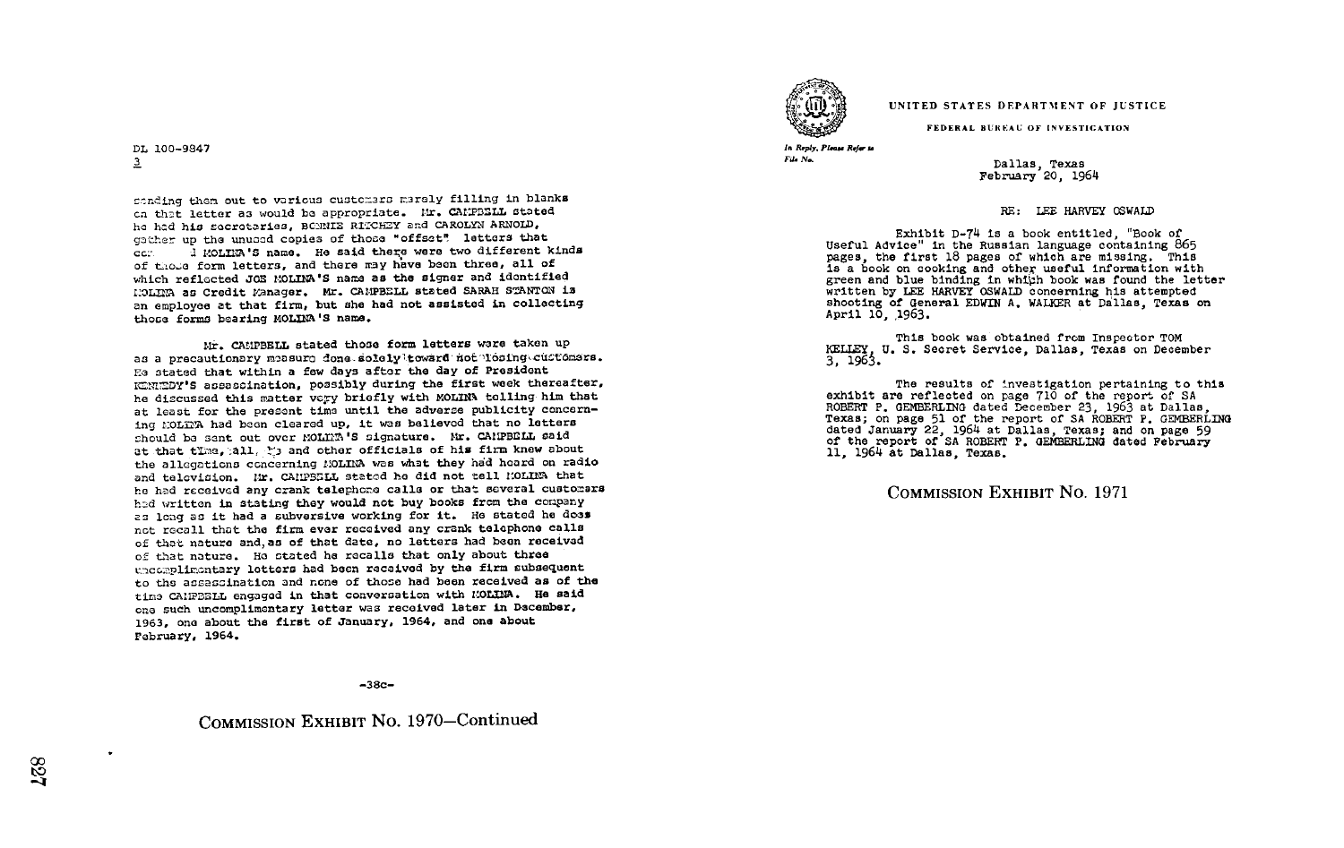DL 100-9847
3

sending them out to various customers merely filling in blanks on that letter as would be appropriate. Mr. CAMPBELL stated he had his secretaries, BONNIE RITCHEY and CAROLYN ARNOLD, gather up the unused copies of those "offset" letters that c... d MOLINA'S name. He said there were two different kinds of those form letters, and there may have been three, all of which reflected JOE MOLINA'S name as the signer and identified MOLINA as Credit Manager. Mr. CAMPBELL stated SARAH STANTON is an employee at that firm, but she had not assisted in collecting those forms bearing MOLINA'S name.

Mr. CAMPBELL stated those form letters were taken up as a precautionary measure done solely toward not losing customers. He stated that within a few days after the day of President KENNEDY'S assassination, possibly during the first week thereafter, he discussed this matter very briefly with MOLINA telling him that at least for the present time until the adverse publicity concerning MOLINA had been cleared up, it was believed that no letters should be sent out over MOLINA'S signature. Mr. CAMPBELL said at that time, all he and other officials of his firm knew about the allegations concerning MOLINA was what they had heard on radio and television. Mr. CAMPBELL stated he did not tell MOLINA that he had received any crank telephone calls or that several customers had written in stating they would not buy books from the company as long as it had a subversive working for it. He stated he does not recall that the firm ever received any crank telephone calls of that nature and, as of that date, no letters had been received of that nature. He stated he recalls that only about three uncomplimentary letters had been received by the firm subsequent to the assassination and none of those had been received as of the time CAMPBELL engaged in that conversation with MOLINA. He said one such uncomplimentary letter was received later in December, 1963, one about the first of January, 1964, and one about February, 1964.

-38c-

COMMISSION EXHIBIT No. 1970—Continued

UNITED STATES DEPARTMENT OF JUSTICE

FEDERAL BUREAU OF INVESTIGATION

*In Reply, Please Refer to File No.*

Dallas, Texas
February 20, 1964

RE: LEE HARVEY OSWALD

Exhibit D-74 is a book entitled, "Book of Useful Advice" in the Russian language containing 865 pages, the first 18 pages of which are missing. This is a book on cooking and other useful information with green and blue binding in which book was found the letter written by LEE HARVEY OSWALD concerning his attempted shooting of General EDWIN A. WALKER at Dallas, Texas on April 10, 1963.

This book was obtained from Inspector TOM KELLEY, U. S. Secret Service, Dallas, Texas on December 3, 1963.

The results of investigation pertaining to this exhibit are reflected on page 710 of the report of SA ROBERT P. GEMBERLING dated December 23, 1963 at Dallas, Texas; on page 51 of the report of SA ROBERT P. GEMBERLING dated January 22, 1964 at Dallas, Texas; and on page 59 of the report of SA ROBERT P. GEMBERLING dated February 11, 1964 at Dallas, Texas.

COMMISSION EXHIBIT No. 1971